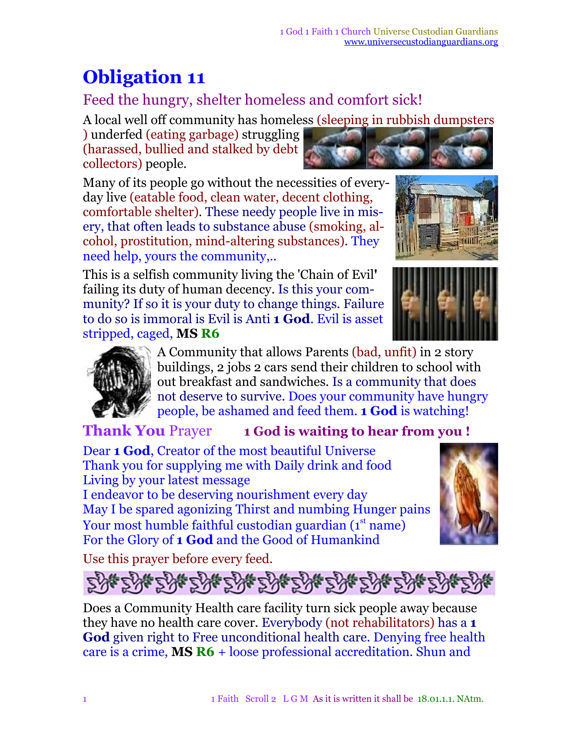# Obligation 11

## Feed the hungry, shelter homeless and comfort sick!

A local well off community has homeless (sleeping in rubbish dumpsters ) underfed (eating garbage) struggling (harassed, bullied and stalked by debt collectors) people.

Many of its people go without the necessities of every-day live (eatable food, clean water, decent clothing, comfortable shelter). These needy people live in misery, that often leads to substance abuse (smoking, alcohol, prostitution, mind-altering substances). They need help, yours the community,..

This is a selfish community living the 'Chain of Evil' failing its duty of human decency. Is this your community? If so it is your duty to change things. Failure to do so is immoral is Evil is Anti **1 God**. Evil is asset stripped, caged, **MS R6**

A Community that allows Parents (bad, unfit) in 2 story buildings, 2 jobs 2 cars send their children to school with out breakfast and sandwiches. Is a community that does not deserve to survive. Does your community have hungry people, be ashamed and feed them. **1 God** is watching!

### **Thank You** Prayer **1 God is waiting to hear from you !**

Dear **1 God**, Creator of the most beautiful Universe
Thank you for supplying me with Daily drink and food
Living by your latest message
I endeavor to be deserving nourishment every day
May I be spared agonizing Thirst and numbing Hunger pains
Your most humble faithful custodian guardian (1st name)
For the Glory of **1 God** and the Good of Humankind

Use this prayer before every feed.

Does a Community Health care facility turn sick people away because they have no health care cover. Everybody (not rehabilitators) has a **1 God** given right to Free unconditional health care. Denying free health care is a crime, **MS R6** + loose professional accreditation. Shun and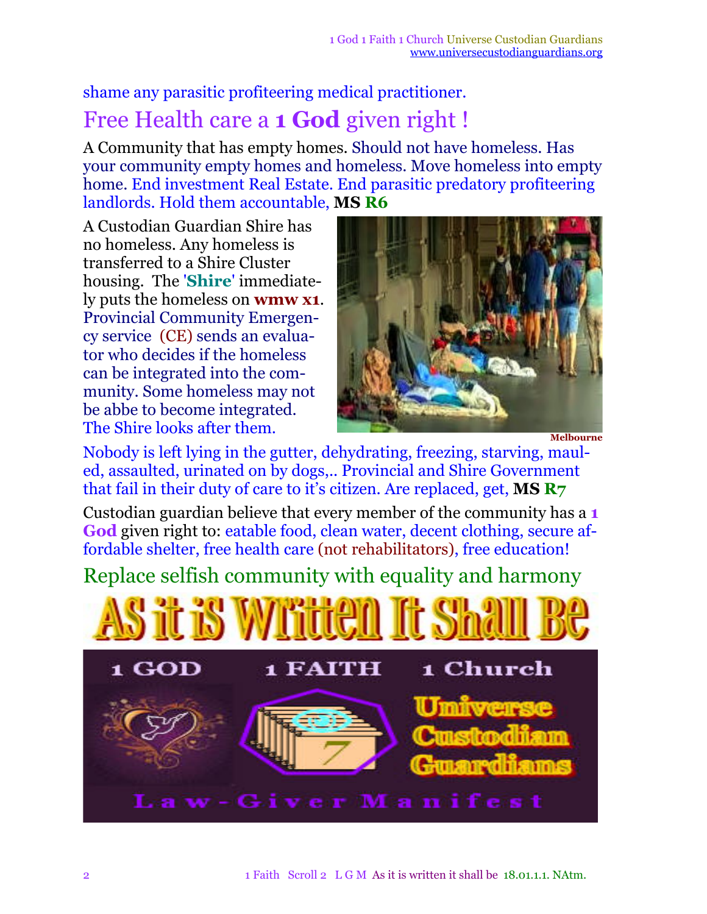shame any parasitic profiteering medical practitioner.

## Free Health care a **1 God** given right !

A Community that has empty homes. Should not have homeless. Has your community empty homes and homeless. Move homeless into empty home. End investment Real Estate. End parasitic predatory profiteering landlords. Hold them accountable, **MS R6**

A Custodian Guardian Shire has no homeless. Any homeless is transferred to a Shire Cluster housing. The '**Shire**' immediately puts the homeless on **wmw x1**. Provincial Community Emergency service (CE) sends an evaluator who decides if the homeless can be integrated into the community. Some homeless may not be abbe to become integrated. The Shire looks after them.

Melbourne

Nobody is left lying in the gutter, dehydrating, freezing, starving, mauled, assaulted, urinated on by dogs,.. Provincial and Shire Government that fail in their duty of care to it's citizen. Are replaced, get, **MS R7**

Custodian guardian believe that every member of the community has a **1 God** given right to: eatable food, clean water, decent clothing, secure affordable shelter, free health care (not rehabilitators), free education!

## Replace selfish community with equality and harmony

AS it iS Written It Shall Be

1 GOD 1 FAITH 1 Church

Universe Custodian Guardians

Law-Giver Manifest